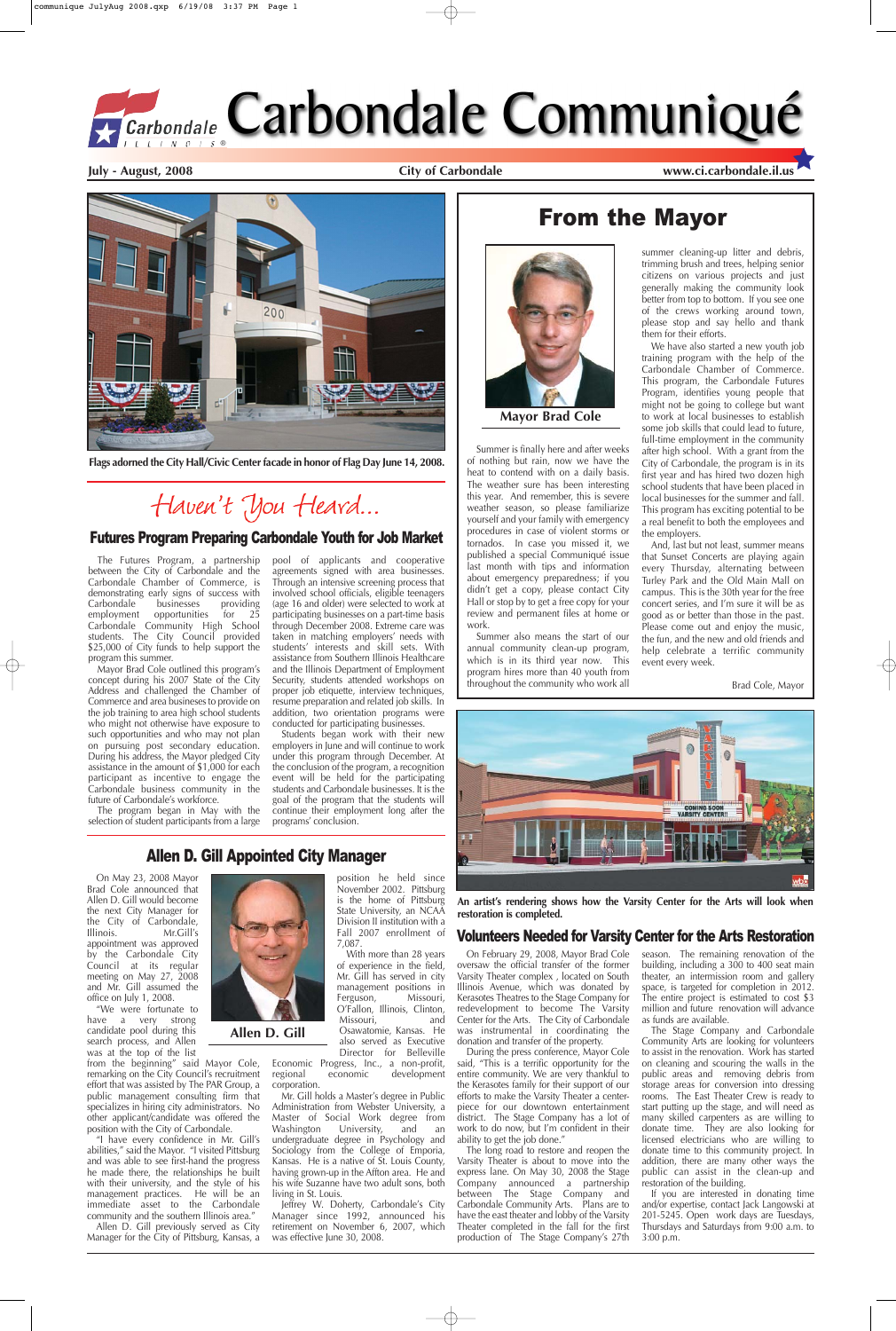# Carbondale Communiqué

**July - August, 2008** | **City of Carbondale** | **www.ci.carbondale.il.us**

**Flags adorned the City Hall/Civic Center facade in honor of Flag Day June 14, 2008.**

## From the Mayor

**Mayor Brad Cole**

Summer is finally here and after weeks of nothing but rain, now we have the heat to contend with on a daily basis. The weather sure has been interesting this year. And remember, this is severe weather season, so please familiarize yourself and your family with emergency procedures in case of violent storms or tornados. In case you missed it, we published a special Communiqué issue last month with tips and information about emergency preparedness; if you didn't get a copy, please contact City Hall or stop by to get a free copy for your review and permanent files at home or work.

Summer also means the start of our annual community clean-up program, which is in its third year now. This program hires more than 40 youth from throughout the community who work all summer cleaning-up litter and debris, trimming brush and trees, helping senior citizens on various projects and just generally making the community look better from top to bottom. If you see one of the crews working around town, please stop and say hello and thank them for their efforts.

We have also started a new youth job training program with the help of the Carbondale Chamber of Commerce. This program, the Carbondale Futures Program, identifies young people that might not be going to college but want to work at local businesses to establish some job skills that could lead to future, full-time employment in the community after high school. With a grant from the City of Carbondale, the program is in its first year and has hired two dozen high school students that have been placed in local businesses for the summer and fall. This program has exciting potential to be a real benefit to both the employees and the employers.

And, last but not least, summer means that Sunset Concerts are playing again every Thursday, alternating between Turley Park and the Old Main Mall on campus. This is the 30th year for the free concert series, and I'm sure it will be as good as or better than those in the past. Please come out and enjoy the music, the fun, and the new and old friends and help celebrate a terrific community event every week.

Brad Cole, Mayor

## *Haven't You Heard...*

### Futures Program Preparing Carbondale Youth for Job Market

The Futures Program, a partnership between the City of Carbondale and the Carbondale Chamber of Commerce, is demonstrating early signs of success with Carbondale businesses providing employment opportunities for 25 Carbondale Community High School students. The City Council provided $25,000 of City funds to help support the program this summer.

Mayor Brad Cole outlined this program's concept during his 2007 State of the City Address and challenged the Chamber of Commerce and area businesses to provide on the job training to area high school students who might not otherwise have exposure to such opportunities and who may not plan on pursuing post secondary education. During his address, the Mayor pledged City assistance in the amount of $1,000 for each participant as incentive to engage the Carbondale business community in the future of Carbondale's workforce.

The program began in May with the selection of student participants from a large pool of applicants and cooperative agreements signed with area businesses. Through an intensive screening process that involved school officials, eligible teenagers (age 16 and older) were selected to work at participating businesses on a part-time basis through December 2008. Extreme care was taken in matching employers' needs with students' interests and skill sets. With assistance from Southern Illinois Healthcare and the Illinois Department of Employment Security, students attended workshops on proper job etiquette, interview techniques, resume preparation and related job skills. In addition, two orientation programs were conducted for participating businesses.

Students began work with their new employers in June and will continue to work under this program through December. At the conclusion of the program, a recognition event will be held for the participating students and Carbondale businesses. It is the goal of the program that the students will continue their employment long after the programs' conclusion.

**An artist's rendering shows how the Varsity Center for the Arts will look when restoration is completed.**

### Allen D. Gill Appointed City Manager

**Allen D. Gill**

On May 23, 2008 Mayor Brad Cole announced that Allen D. Gill would become the next City Manager for the City of Carbondale, Illinois. Mr.Gill's appointment was approved by the Carbondale City Council at its regular meeting on May 27, 2008 and Mr. Gill assumed the office on July 1, 2008.

"We were fortunate to have a very strong candidate pool during this search process, and Allen was at the top of the list from the beginning" said Mayor Cole, remarking on the City Council's recruitment effort that was assisted by The PAR Group, a public management consulting firm that specializes in hiring city administrators. No other applicant/candidate was offered the position with the City of Carbondale.

"I have every confidence in Mr. Gill's abilities," said the Mayor. "I visited Pittsburg and was able to see first-hand the progress he made there, the relationships he built with their university, and the style of his management practices. He will be an immediate asset to the Carbondale community and the southern Illinois area."

Allen D. Gill previously served as City Manager for the City of Pittsburg, Kansas, a position he held since November 2002. Pittsburg is the home of Pittsburg State University, an NCAA Division II institution with a Fall 2007 enrollment of 7,087.

With more than 28 years of experience in the field, Mr. Gill has served in city management positions in Ferguson, Missouri, O'Fallon, Illinois, Clinton, Missouri, and Osawatomie, Kansas. He also served as Executive Director for Belleville Economic Progress, Inc., a non-profit, regional economic development corporation.

Mr. Gill holds a Master's degree in Public Administration from Webster University, a Master of Social Work degree from Washington University, and an undergraduate degree in Psychology and Sociology from the College of Emporia, Kansas. He is a native of St. Louis County, having grown-up in the Affton area. He and his wife Suzanne have two adult sons, both living in St. Louis.

Jeffrey W. Doherty, Carbondale's City Manager since 1992, announced his retirement on November 6, 2007, which was effective June 30, 2008.

### Volunteers Needed for Varsity Center for the Arts Restoration

On February 29, 2008, Mayor Brad Cole oversaw the official transfer of the former Varsity Theater complex, located on South Illinois Avenue, which was donated by Kerasotes Theatres to the Stage Company for redevelopment to become The Varsity Center for the Arts. The City of Carbondale was instrumental in coordinating the donation and transfer of the property.

During the press conference, Mayor Cole said, "This is a terrific opportunity for the entire community. We are very thankful to the Kerasotes family for their support of our efforts to make the Varsity Theater a centerpiece for our downtown entertainment district. The Stage Company has a lot of work to do now, but I'm confident in their ability to get the job done."

The long road to restore and reopen the Varsity Theater is about to move into the express lane. On May 30, 2008 the Stage Company announced a partnership between The Stage Company and Carbondale Community Arts. Plans are to have the east theater and lobby of the Varsity Theater completed in the fall for the first production of The Stage Company's 27th season. The remaining renovation of the building, including a 300 to 400 seat main theater, an intermission room and gallery space, is targeted for completion in 2012. The entire project is estimated to cost $3 million and future renovation will advance as funds are available.

The Stage Company and Carbondale Community Arts are looking for volunteers to assist in the renovation. Work has started on cleaning and scouring the walls in the public areas and removing debris from storage areas for conversion into dressing rooms. The East Theater Crew is ready to start putting up the stage, and will need as many skilled carpenters as are willing to donate time. They are also looking for licensed electricians who are willing to donate time to this community project. In addition, there are many other ways the public can assist in the clean-up and restoration of the building.

If you are interested in donating time and/or expertise, contact Jack Langowski at 201-5245. Open work days are Tuesdays, Thursdays and Saturdays from 9:00 a.m. to 3:00 p.m.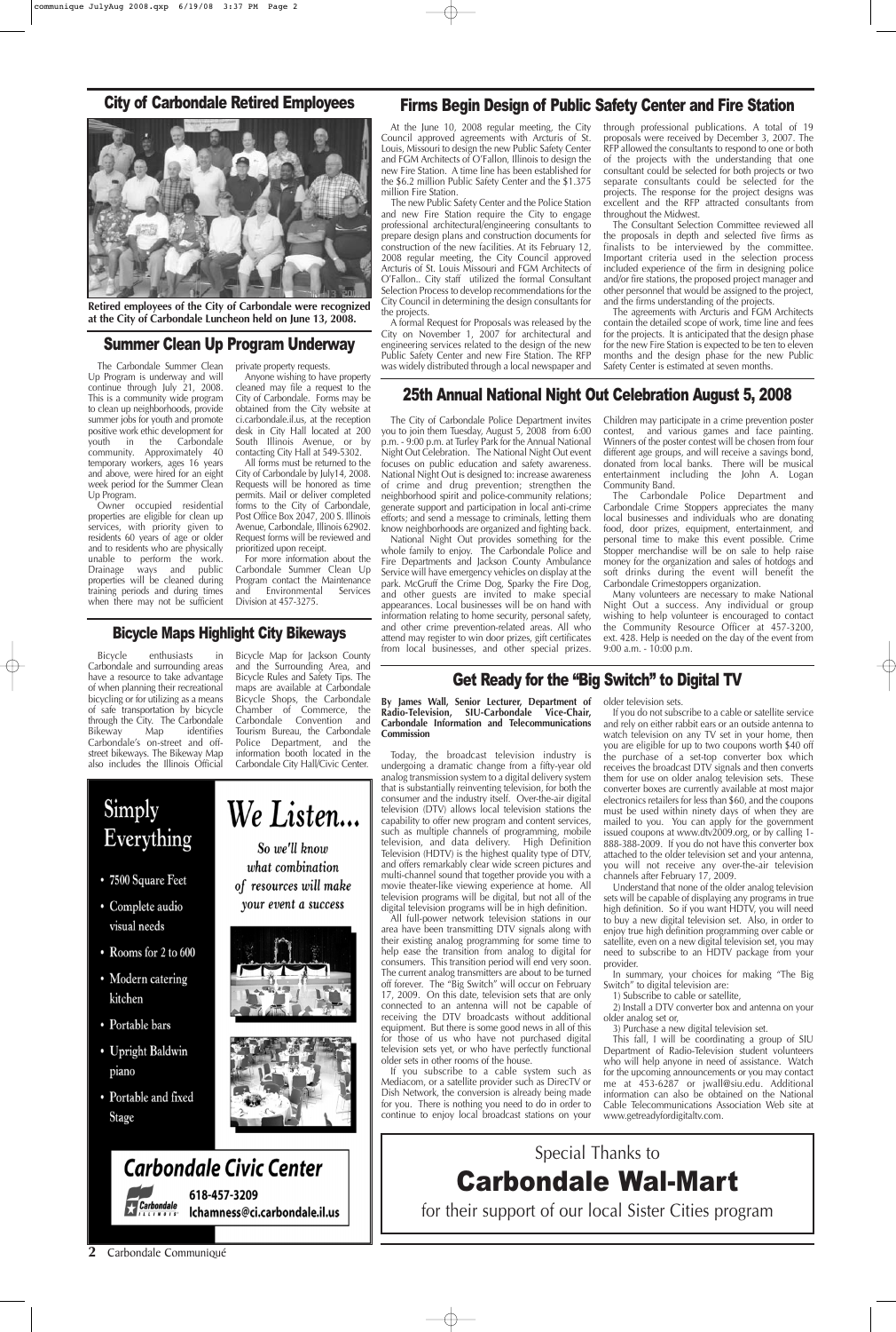## City of Carbondale Retired Employees

**Retired employees of the City of Carbondale were recognized at the City of Carbondale Luncheon held on June 13, 2008.**

## Summer Clean Up Program Underway

The Carbondale Summer Clean Up Program is underway and will continue through July 21, 2008. This is a community wide program to clean up neighborhoods, provide summer jobs for youth and promote positive work ethic development for youth in the Carbondale community. Approximately 40 temporary workers, ages 16 years and above, were hired for an eight week period for the Summer Clean Up Program.

Owner occupied residential properties are eligible for clean up services, with priority given to residents 60 years of age or older and to residents who are physically unable to perform the work. Drainage ways and public properties will be cleaned during training periods and during times when there may not be sufficient private property requests.

Anyone wishing to have property cleaned may file a request to the City of Carbondale. Forms may be obtained from the City website at ci.carbondale.il.us, at the reception desk in City Hall located at 200 South Illinois Avenue, or by contacting City Hall at 549-5302.

All forms must be returned to the City of Carbondale by July14, 2008. Requests will be honored as time permits. Mail or deliver completed forms to the City of Carbondale, Post Office Box 2047, 200 S. Illinois Avenue, Carbondale, Illinois 62902. Request forms will be reviewed and prioritized upon receipt.

For more information about the Carbondale Summer Clean Up Program contact the Maintenance and Environmental Services Division at 457-3275.

## Bicycle Maps Highlight City Bikeways

Bicycle enthusiasts in Carbondale and surrounding areas have a resource to take advantage of when planning their recreational bicycling or for utilizing as a means of safe transportation by bicycle through the City. The Carbondale Bikeway Map identifies Carbondale's on-street and off-street bikeways. The Bikeway Map also includes the Illinois Official Bicycle Map for Jackson County and the Surrounding Area, and Bicycle Rules and Safety Tips. The maps are available at Carbondale Bicycle Shops, the Carbondale Chamber of Commerce, the Carbondale Convention and Tourism Bureau, the Carbondale Police Department, and the information booth located in the Carbondale City Hall/Civic Center.

Simply Everything

- 7500 Square Feet
- Complete audio visual needs
- Rooms for 2 to 600
- Modern catering kitchen
- Portable bars
- Upright Baldwin piano
- Portable and fixed Stage

*We Listen...*

*So we'll know what combination of resources will make your event a success*

**Carbondale Civic Center**

618-457-3209
lchamness@ci.carbondale.il.us

## Firms Begin Design of Public Safety Center and Fire Station

At the June 10, 2008 regular meeting, the City Council approved agreements with Arcturis of St. Louis, Missouri to design the new Public Safety Center and FGM Architects of O'Fallon, Illinois to design the new Fire Station. A time line has been established for the $6.2 million Public Safety Center and the $1.375 million Fire Station.

The new Public Safety Center and the Police Station and new Fire Station require the City to engage professional architectural/engineering consultants to prepare design plans and construction documents for construction of the new facilities. At its February 12, 2008 regular meeting, the City Council approved Arcturis of St. Louis Missouri and FGM Architects of O'Fallon.. City staff utilized the formal Consultant Selection Process to develop recommendations for the City Council in determining the design consultants for the projects.

A formal Request for Proposals was released by the City on November 1, 2007 for architectural and engineering services related to the design of the new Public Safety Center and new Fire Station. The RFP was widely distributed through a local newspaper and through professional publications. A total of 19 proposals were received by December 3, 2007. The RFP allowed the consultants to respond to one or both of the projects with the understanding that one consultant could be selected for both projects or two separate consultants could be selected for the projects. The response for the project designs was excellent and the RFP attracted consultants from throughout the Midwest.

The Consultant Selection Committee reviewed all the proposals in depth and selected five firms as finalists to be interviewed by the committee. Important criteria used in the selection process included experience of the firm in designing police and/or fire stations, the proposed project manager and other personnel that would be assigned to the project, and the firms understanding of the projects.

The agreements with Arcturis and FGM Architects contain the detailed scope of work, time line and fees for the projects. It is anticipated that the design phase for the new Fire Station is expected to be ten to eleven months and the design phase for the new Public Safety Center is estimated at seven months.

## 25th Annual National Night Out Celebration August 5, 2008

The City of Carbondale Police Department invites you to join them Tuesday, August 5, 2008 from 6:00 p.m. - 9:00 p.m. at Turley Park for the Annual National Night Out Celebration. The National Night Out event focuses on public education and safety awareness. National Night Out is designed to: increase awareness of crime and drug prevention; strengthen the neighborhood spirit and police-community relations; generate support and participation in local anti-crime efforts; and send a message to criminals, letting them know neighborhoods are organized and fighting back.

National Night Out provides something for the whole family to enjoy. The Carbondale Police and Fire Departments and Jackson County Ambulance Service will have emergency vehicles on display at the park. McGruff the Crime Dog, Sparky the Fire Dog, and other guests are invited to make special appearances. Local businesses will be on hand with information relating to home security, personal safety, and other crime prevention-related areas. All who attend may register to win door prizes, gift certificates from local businesses, and other special prizes. Children may participate in a crime prevention poster contest, and various games and face painting. Winners of the poster contest will be chosen from four different age groups, and will receive a savings bond, donated from local banks. There will be musical entertainment including the John A. Logan Community Band.

The Carbondale Police Department and Carbondale Crime Stoppers appreciates the many local businesses and individuals who are donating food, door prizes, equipment, entertainment, and personal time to make this event possible. Crime Stopper merchandise will be on sale to help raise money for the organization and sales of hotdogs and soft drinks during the event will benefit the Carbondale Crimestoppers organization.

Many volunteers are necessary to make National Night Out a success. Any individual or group wishing to help volunteer is encouraged to contact the Community Resource Officer at 457-3200, ext. 428. Help is needed on the day of the event from 9:00 a.m. - 10:00 p.m.

## Get Ready for the "Big Switch" to Digital TV

**By James Wall, Senior Lecturer, Department of Radio-Television, SIU-Carbondale Vice-Chair, Carbondale Information and Telecommunications Commission**

Today, the broadcast television industry is undergoing a dramatic change from a fifty-year old analog transmission system to a digital delivery system that is substantially reinventing television, for both the consumer and the industry itself. Over-the-air digital television (DTV) allows local television stations the capability to offer new program and content services, such as multiple channels of programming, mobile television, and data delivery. High Definition Television (HDTV) is the highest quality type of DTV, and offers remarkably clear wide screen pictures and multi-channel sound that together provide you with a movie theater-like viewing experience at home. All television programs will be digital, but not all of the digital television programs will be in high definition.

All full-power network television stations in our area have been transmitting DTV signals along with their existing analog programming for some time to help ease the transition from analog to digital for consumers. This transition period will end very soon. The current analog transmitters are about to be turned off forever. The "Big Switch" will occur on February 17, 2009. On this date, television sets that are only connected to an antenna will not be capable of receiving the DTV broadcasts without additional equipment. But there is some good news in all of this for those of us who have not purchased digital television sets yet, or who have perfectly functional older sets in other rooms of the house.

If you subscribe to a cable system such as Mediacom, or a satellite provider such as DirecTV or Dish Network, the conversion is already being made for you. There is nothing you need to do in order to continue to enjoy local broadcast stations on your older television sets.

If you do not subscribe to a cable or satellite service and rely on either rabbit ears or an outside antenna to watch television on any TV set in your home, then you are eligible for up to two coupons worth $40 off the purchase of a set-top converter box which receives the broadcast DTV signals and then converts them for use on older analog television sets. These converter boxes are currently available at most major electronics retailers for less than $60, and the coupons must be used within ninety days of when they are mailed to you. You can apply for the government issued coupons at www.dtv2009.org, or by calling 1-888-388-2009. If you do not have this converter box attached to the older television set and your antenna, you will not receive any over-the-air television channels after February 17, 2009.

Understand that none of the older analog television sets will be capable of displaying any programs in true high definition. So if you want HDTV, you will need to buy a new digital television set. Also, in order to enjoy true high definition programming over cable or satellite, even on a new digital television set, you may need to subscribe to an HDTV package from your provider.

In summary, your choices for making "The Big Switch" to digital television are:

1) Subscribe to cable or satellite,

2) Install a DTV converter box and antenna on your older analog set, or,

3) Purchase a new digital television set.

This fall, I will be coordinating a group of SIU Department of Radio-Television student volunteers who will help anyone in need of assistance. Watch for the upcoming announcements or you may contact me at 453-6287 or jwall@siu.edu. Additional information can also be obtained on the National Cable Telecommunications Association Web site at www.getreadyfordigitaltv.com.

Special Thanks to

**Carbondale Wal-Mart**

for their support of our local Sister Cities program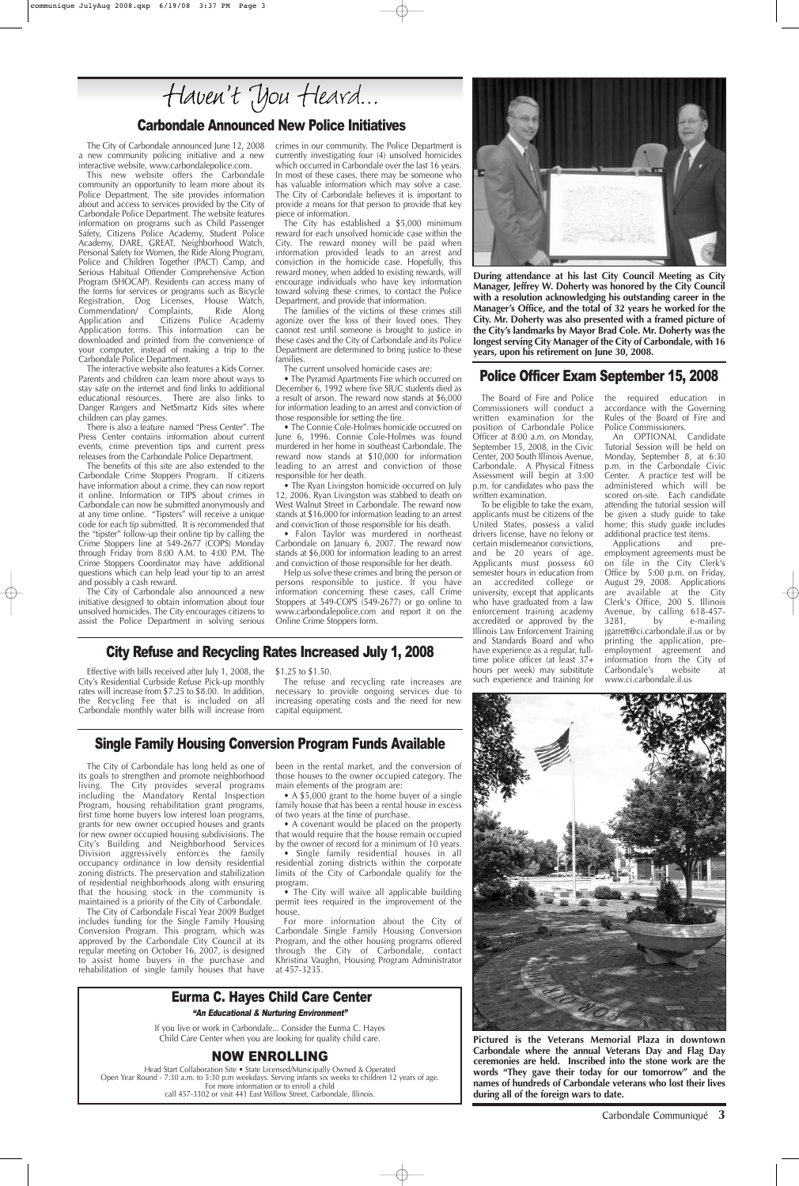# Haven't You Heard...

## Carbondale Announced New Police Initiatives

The City of Carbondale announced June 12, 2008 a new community policing initiative and a new interactive website, www.carbondalepolice.com.

This new website offers the Carbondale community an opportunity to learn more about its Police Department. The site provides information about and access to services provided by the City of Carbondale Police Department. The website features information on programs such as Child Passenger Safety, Citizens Police Academy, Student Police Academy, DARE, GREAT, Neighborhood Watch, Personal Safety for Women, the Ride Along Program, Police and Children Together (PACT) Camp, and Serious Habitual Offender Comprehensive Action Program (SHOCAP). Residents can access many of the forms for services or programs such as Bicycle Registration, Dog Licenses, House Watch, Commendation/ Complaints, Ride Along Application and Citizens Police Academy Application forms. This information can be downloaded and printed from the convenience of your computer, instead of making a trip to the Carbondale Police Department.

The interactive website also features a Kids Corner. Parents and children can learn more about ways to stay safe on the internet and find links to additional educational resources. There are also links to Danger Rangers and NetSmartz Kids sites where children can play games.

There is also a feature named "Press Center". The Press Center contains information about current events, crime prevention tips and current press releases from the Carbondale Police Department.

The benefits of this site are also extended to the Carbondale Crime Stoppers Program. If citizens have information about a crime, they can now report it online. Information or TIPS about crimes in Carbondale can now be submitted anonymously and at any time online. "Tipsters" will receive a unique code for each tip submitted. It is recommended that the "tipster" follow-up their online tip by calling the Crime Stoppers line at 549-2677 (COPS) Monday through Friday from 8:00 A.M. to 4:00 P.M. The Crime Stoppers Coordinator may have additional questions which can help lead your tip to an arrest and possibly a cash reward.

The City of Carbondale also announced a new initiative designed to obtain information about four unsolved homicides. The City encourages citizens to assist the Police Department in solving serious crimes in our community. The Police Department is currently investigating four (4) unsolved homicides which occurred in Carbondale over the last 16 years. In most of these cases, there may be someone who has valuable information which may solve a case. The City of Carbondale believes it is important to provide a means for that person to provide that key piece of information.

The City has established a $5,000 minimum reward for each unsolved homicide case within the City. The reward money will be paid when information provided leads to an arrest and conviction in the homicide case. Hopefully, this reward money, when added to existing rewards, will encourage individuals who have key information toward solving these crimes, to contact the Police Department, and provide that information.

The families of the victims of these crimes still agonize over the loss of their loved ones. They cannot rest until someone is brought to justice in these cases and the City of Carbondale and its Police Department are determined to bring justice to these families.

The current unsolved homicide cases are:

- The Pyramid Apartments Fire which occurred on December 6, 1992 where five SIUC students died as a result of arson. The reward now stands at $6,000 for information leading to an arrest and conviction of those responsible for setting the fire.
- The Connie Cole-Holmes homicide occurred on June 6, 1996. Connie Cole-Holmes was found murdered in her home in southeast Carbondale. The reward now stands at $10,000 for information leading to an arrest and conviction of those responsible for her death.
- The Ryan Livingston homicide occurred on July 12, 2006. Ryan Livingston was stabbed to death on West Walnut Street in Carbondale. The reward now stands at $16,000 for information leading to an arrest and conviction of those responsible for his death.
- Falon Taylor was murdered in northeast Carbondale on January 6, 2007. The reward now stands at $6,000 for information leading to an arrest and conviction of those responsible for her death.

Help us solve these crimes and bring the person or persons responsible to justice. If you have information concerning these cases, call Crime Stoppers at 549-COPS (549-2677) or go online to www.carbondalepolice.com and report it on the Online Crime Stoppers form.

**During attendance at his last City Council Meeting as City Manager, Jeffrey W. Doherty was honored by the City Council with a resolution acknowledging his outstanding career in the Manager's Office, and the total of 32 years he worked for the City. Mr. Doherty was also presented with a framed picture of the City's landmarks by Mayor Brad Cole. Mr. Doherty was the longest serving City Manager of the City of Carbondale, with 16 years, upon his retirement on June 30, 2008.**

## Police Officer Exam September 15, 2008

The Board of Fire and Police Commissioners will conduct a written examination for the position of Carbondale Police Officer at 8:00 a.m. on Monday, September 15, 2008, in the Civic Center, 200 South Illinois Avenue, Carbondale. A Physical Fitness Assessment will begin at 3:00 p.m. for candidates who pass the written examination.

To be eligible to take the exam, applicants must be citizens of the United States, possess a valid drivers license, have no felony or certain misdemeanor convictions, and be 20 years of age. Applicants must possess 60 semester hours in education from an accredited college or university, except that applicants who have graduated from a law enforcement training academy accredited or approved by the Illinois Law Enforcement Training and Standards Board and who have experience as a regular, full-time police officer (at least 37+ hours per week) may substitute such experience and training for the required education in accordance with the Governing Rules of the Board of Fire and Police Commissioners.

An OPTIONAL Candidate Tutorial Session will be held on Monday, September 8, at 6:30 p.m. in the Carbondale Civic Center. A practice test will be administered which will be scored on-site. Each candidate attending the tutorial session will be given a study guide to take home; this study guide includes additional practice test items.

Applications and pre-employment agreements must be on file in the City Clerk's Office by 5:00 p.m. on Friday, August 29, 2008. Applications are available at the City Clerk's Office, 200 S. Illinois Avenue, by calling 618-457-3281, by e-mailing jgarrett@ci.carbondale.il.us or by printing the application, pre-employment agreement and information from the City of Carbondale's website at www.ci.carbondale.il.us

## City Refuse and Recycling Rates Increased July 1, 2008

Effective with bills received after July 1, 2008, the City's Residential Curbside Refuse Pick-up monthly rates will increase from $7.25 to $8.00. In addition, the Recycling Fee that is included on all Carbondale monthly water bills will increase from $1.25 to $1.50.

The refuse and recycling rate increases are necessary to provide ongoing services due to increasing operating costs and the need for new capital equipment.

## Single Family Housing Conversion Program Funds Available

The City of Carbondale has long held as one of its goals to strengthen and promote neighborhood living. The City provides several programs including the Mandatory Rental Inspection Program, housing rehabilitation grant programs, first time home buyers low interest loan programs, grants for new owner occupied houses and grants for new owner occupied housing subdivisions. The City's Building and Neighborhood Services Division aggressively enforces the family occupancy ordinance in low density residential zoning districts. The preservation and stabilization of residential neighborhoods along with ensuring that the housing stock in the community is maintained is a priority of the City of Carbondale.

The City of Carbondale Fiscal Year 2009 Budget includes funding for the Single Family Housing Conversion Program. This program, which was approved by the Carbondale City Council at its regular meeting on October 16, 2007, is designed to assist home buyers in the purchase and rehabilitation of single family houses that have been in the rental market, and the conversion of those houses to the owner occupied category. The main elements of the program are:

- A $5,000 grant to the home buyer of a single family house that has been a rental house in excess of two years at the time of purchase.
- A covenant would be placed on the property that would require that the house remain occupied by the owner of record for a minimum of 10 years.
- Single family residential houses in all residential zoning districts within the corporate limits of the City of Carbondale qualify for the program.
- The City will waive all applicable building permit fees required in the improvement of the house.

For more information about the City of Carbondale Single Family Housing Conversion Program, and the other housing programs offered through the City of Carbondale, contact Khristina Vaughn, Housing Program Administrator at 457-3235.

## Eurma C. Hayes Child Care Center

***"An Educational & Nurturing Environment"***

If you live or work in Carbondale... Consider the Eurma C. Hayes Child Care Center when you are looking for quality child care.

### NOW ENROLLING

Head Start Collaboration Site • State Licensed/Municipally Owned & Operated
Open Year Round - 7:30 a.m. to 5:30 p.m weekdays. Serving infants six weeks to children 12 years of age.
For more information or to enroll a child
call 457-3302 or visit 441 East Willow Street, Carbondale, Illinois.

**Pictured is the Veterans Memorial Plaza in downtown Carbondale where the annual Veterans Day and Flag Day ceremonies are held. Inscribed into the stone work are the words "They gave their today for our tomorrow" and the names of hundreds of Carbondale veterans who lost their lives during all of the foreign wars to date.**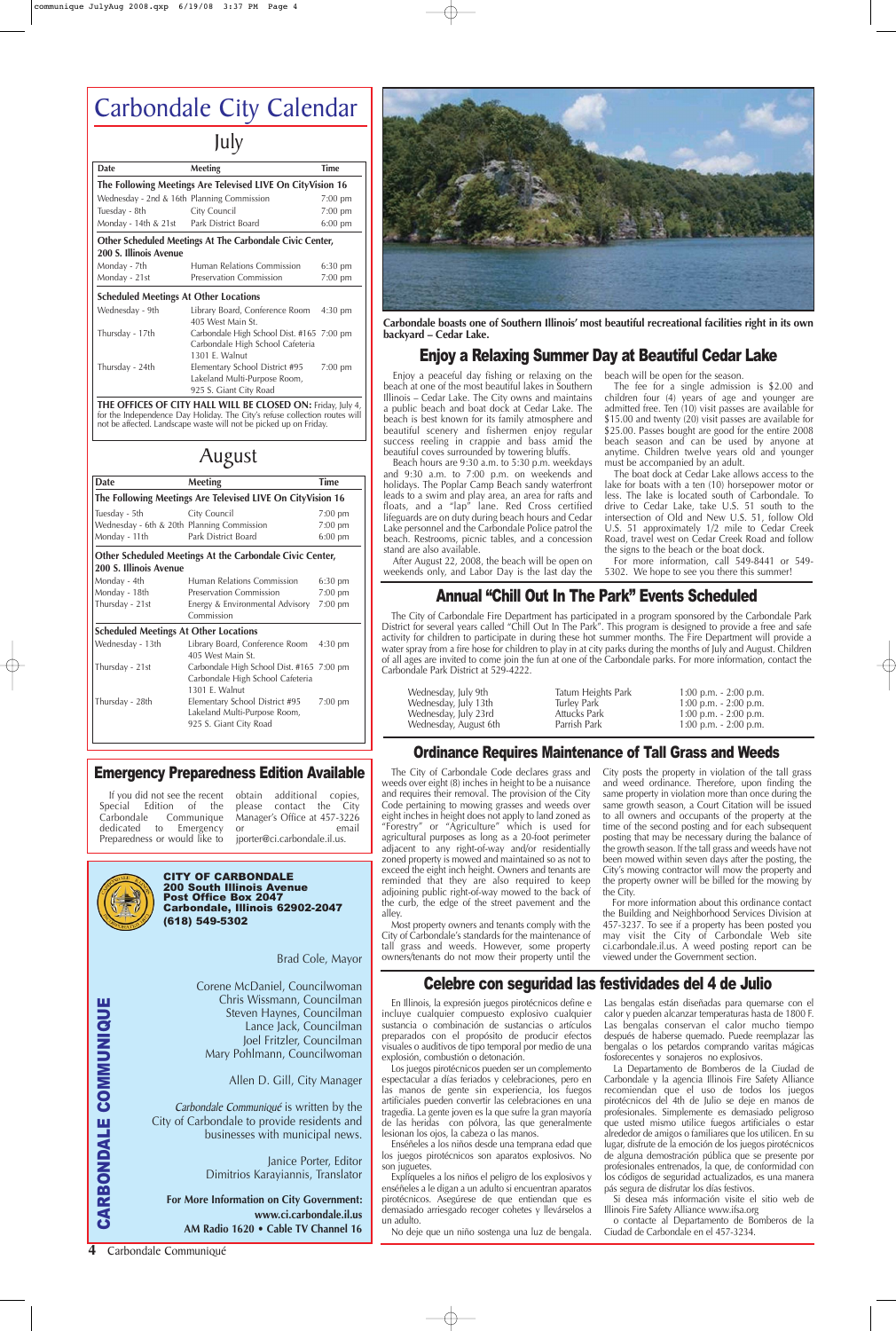# Carbondale City Calendar

## July

| Date | Meeting | Time |
|---|---|---|
| **The Following Meetings Are Televised LIVE On CityVision 16** | | |
| Wednesday - 2nd & 16th | Planning Commission | 7:00 pm |
| Tuesday - 8th | City Council | 7:00 pm |
| Monday - 14th & 21st | Park District Board | 6:00 pm |
| **Other Scheduled Meetings At The Carbondale Civic Center, 200 S. Illinois Avenue** | | |
| Monday - 7th | Human Relations Commission | 6:30 pm |
| Monday - 21st | Preservation Commission | 7:00 pm |
| **Scheduled Meetings At Other Locations** | | |
| Wednesday - 9th | Library Board, Conference Room 405 West Main St. | 4:30 pm |
| Thursday - 17th | Carbondale High School Dist. #165 Carbondale High School Cafeteria 1301 E. Walnut | 7:00 pm |
| Thursday - 24th | Elementary School District #95 Lakeland Multi-Purpose Room, 925 S. Giant City Road | 7:00 pm |

**THE OFFICES OF CITY HALL WILL BE CLOSED ON:** Friday, July 4, for the Independence Day Holiday. The City's refuse collection routes will not be affected. Landscape waste will not be picked up on Friday.

## August

| Date | Meeting | Time |
|---|---|---|
| **The Following Meetings Are Televised LIVE On CityVision 16** | | |
| Tuesday - 5th | City Council | 7:00 pm |
| Wednesday - 6th & 20th | Planning Commission | 7:00 pm |
| Monday - 11th | Park District Board | 6:00 pm |
| **Other Scheduled Meetings At The Carbondale Civic Center, 200 S. Illinois Avenue** | | |
| Monday - 4th | Human Relations Commission | 6:30 pm |
| Monday - 18th | Preservation Commission | 7:00 pm |
| Thursday - 21st | Energy & Environmental Advisory Commission | 7:00 pm |
| **Scheduled Meetings At Other Locations** | | |
| Wednesday - 13th | Library Board, Conference Room 405 West Main St. | 4:30 pm |
| Thursday - 21st | Carbondale High School Dist. #165 Carbondale High School Cafeteria 1301 E. Walnut | 7:00 pm |
| Thursday - 28th | Elementary School District #95 Lakeland Multi-Purpose Room, 925 S. Giant City Road | 7:00 pm |

## Emergency Preparedness Edition Available

If you did not see the recent Special Edition of the Carbondale Communique dedicated to Emergency Preparedness or would like to obtain additional copies, please contact the City Manager's Office at 457-3226 or email jporter@ci.carbondale.il.us.

**CITY OF CARBONDALE**
**200 South Illinois Avenue**
**Post Office Box 2047**
**Carbondale, Illinois 62902-2047**
**(618) 549-5302**

**CARBONDALE COMMUNIQUE**

Brad Cole, Mayor

Corene McDaniel, Councilwoman
Chris Wissmann, Councilman
Steven Haynes, Councilman
Lance Jack, Councilman
Joel Fritzler, Councilman
Mary Pohlmann, Councilwoman

Allen D. Gill, City Manager

*Carbondale Communiqué* is written by the City of Carbondale to provide residents and businesses with municipal news.

Janice Porter, Editor
Dimitrios Karayiannis, Translator

**For More Information on City Government:**
**www.ci.carbondale.il.us**
**AM Radio 1620 • Cable TV Channel 16**

**Carbondale boasts one of Southern Illinois' most beautiful recreational facilities right in its own backyard – Cedar Lake.**

## Enjoy a Relaxing Summer Day at Beautiful Cedar Lake

Enjoy a peaceful day fishing or relaxing on the beach at one of the most beautiful lakes in Southern Illinois – Cedar Lake. The City owns and maintains a public beach and boat dock at Cedar Lake. The beach is best known for its family atmosphere and beautiful scenery and fishermen enjoy regular success reeling in crappie and bass amid the beautiful coves surrounded by towering bluffs.

Beach hours are 9:30 a.m. to 5:30 p.m. weekdays and 9:30 a.m. to 7:00 p.m. on weekends and holidays. The Poplar Camp Beach sandy waterfront leads to a swim and play area, an area for rafts and floats, and a "lap" lane. Red Cross certified lifeguards are on duty during beach hours and Cedar Lake personnel and the Carbondale Police patrol the beach. Restrooms, picnic tables, and a concession stand are also available.

After August 22, 2008, the beach will be open on weekends only, and Labor Day is the last day the beach will be open for the season.

The fee for a single admission is $2.00 and children four (4) years of age and younger are admitted free. Ten (10) visit passes are available for $15.00 and twenty (20) visit passes are available for $25.00. Passes bought are good for the entire 2008 beach season and can be used by anyone at anytime. Children twelve years old and younger must be accompanied by an adult.

The boat dock at Cedar Lake allows access to the lake for boats with a ten (10) horsepower motor or less. The lake is located south of Carbondale. To drive to Cedar Lake, take U.S. 51 south to the intersection of Old and New U.S. 51, follow Old U.S. 51 approximately 1/2 mile to Cedar Creek Road, travel west on Cedar Creek Road and follow the signs to the beach or the boat dock.

For more information, call 549-8441 or 549-5302. We hope to see you there this summer!

## Annual "Chill Out In The Park" Events Scheduled

The City of Carbondale Fire Department has participated in a program sponsored by the Carbondale Park District for several years called "Chill Out In The Park". This program is designed to provide a free and safe activity for children to participate in during these hot summer months. The Fire Department will provide a water spray from a fire hose for children to play in at city parks during the months of July and August. Children of all ages are invited to come join the fun at one of the Carbondale parks. For more information, contact the Carbondale Park District at 529-4222.

| | | |
|---|---|---|
| Wednesday, July 9th | Tatum Heights Park | 1:00 p.m. - 2:00 p.m. |
| Wednesday, July 13th | Turley Park | 1:00 p.m. - 2:00 p.m. |
| Wednesday, July 23rd | Attucks Park | 1:00 p.m. - 2:00 p.m. |
| Wednesday, August 6th | Parrish Park | 1:00 p.m. - 2:00 p.m. |

## Ordinance Requires Maintenance of Tall Grass and Weeds

The City of Carbondale Code declares grass and weeds over eight (8) inches in height to be a nuisance and requires their removal. The provision of the City Code pertaining to mowing grasses and weeds over eight inches in height does not apply to land zoned as "Forestry" or "Agriculture" which is used for agricultural purposes as long as a 20-foot perimeter adjacent to any right-of-way and/or residentially zoned property is mowed and maintained so as not to exceed the eight inch height. Owners and tenants are reminded that they are also required to keep adjoining public right-of-way mowed to the back of the curb, the edge of the street pavement and the alley.

Most property owners and tenants comply with the City of Carbondale's standards for the maintenance of tall grass and weeds. However, some property owners/tenants do not mow their property until the City posts the property in violation of the tall grass and weed ordinance. Therefore, upon finding the same property in violation more than once during the same growth season, a Court Citation will be issued to all owners and occupants of the property at the time of the second posting and for each subsequent posting that may be necessary during the balance of the growth season. If the tall grass and weeds have not been mowed within seven days after the posting, the City's mowing contractor will mow the property and the property owner will be billed for the mowing by the City.

For more information about this ordinance contact the Building and Neighborhood Services Division at 457-3237. To see if a property has been posted you may visit the City of Carbondale Web site ci.carbondale.il.us. A weed posting report can be viewed under the Government section.

## Celebre con seguridad las festividades del 4 de Julio

En Illinois, la expresión juegos pirotécnicos define e incluye cualquier compuesto explosivo cualquier sustancia o combinación de sustancias o artículos preparados con el propósito de producir efectos visuales o auditivos de tipo temporal por medio de una explosión, combustión o detonación.

Los juegos pirotécnicos pueden ser un complemento espectacular a días feriados y celebraciones, pero en las manos de gente sin experiencia, los fuegos artificiales pueden convertir las celebraciones en una tragedia. La gente joven es la que sufre la gran mayoría de las heridas con pólvora, las que generalmente lesionan los ojos, la cabeza o las manos.

Enséñeles a los niños desde una temprana edad que los juegos pirotécnicos son aparatos explosivos. No son juguetes.

Explíqueles a los niños el peligro de los explosivos y enséñeles a le digan a un adulto si encuentran aparatos pirotécnicos. Asegúrese de que entiendan que es demasiado arriesgado recoger cohetes y llevárselos a un adulto.

No deje que un niño sostenga una luz de bengala. Las bengalas están diseñadas para quemarse con el calor y pueden alcanzar temperaturas hasta de 1800 F. Las bengalas conservan el calor mucho tiempo después de haberse quemado. Puede reemplazar las bengalas o los petardos comprando varitas mágicas fosforescentes y sonajeros no explosivos.

La Departamento de Bomberos de la Ciudad de Carbondale y la agencia Illinois Fire Safety Alliance recomiendan que el uso de todos los juegos pirotécnicos del 4th de Julio se deje en manos de profesionales. Simplemente es demasiado peligroso que usted mismo utilice fuegos artificiales o estar alrededor de amigos o familiares que los utilicen. En su lugar, disfrute de la emoción de los juegos pirotécnicos de alguna demostración pública que se presente por profesionales entrenados, la que, de conformidad con los códigos de seguridad actualizados, es una manera más segura de disfrutar los días festivos.

Si desea más información visite el sitio web de Illinois Fire Safety Alliance www.ifsa.org

o contacte al Departamento de Bomberos de la Ciudad de Carbondale en el 457-3234.